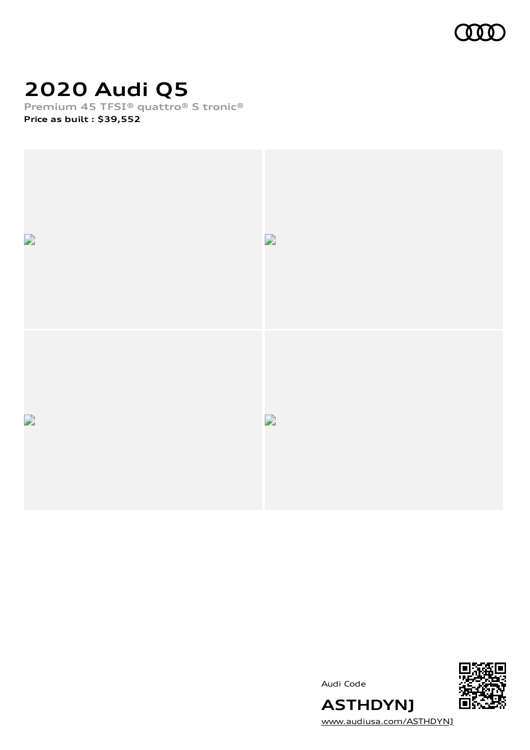# 2020 Audi Q5

Premium 45 TFSI® quattro® S tronic®

**Price as built : $39,552**

Audi Code

**ASTHDYNJ**

www.audiusa.com/ASTHDYNJ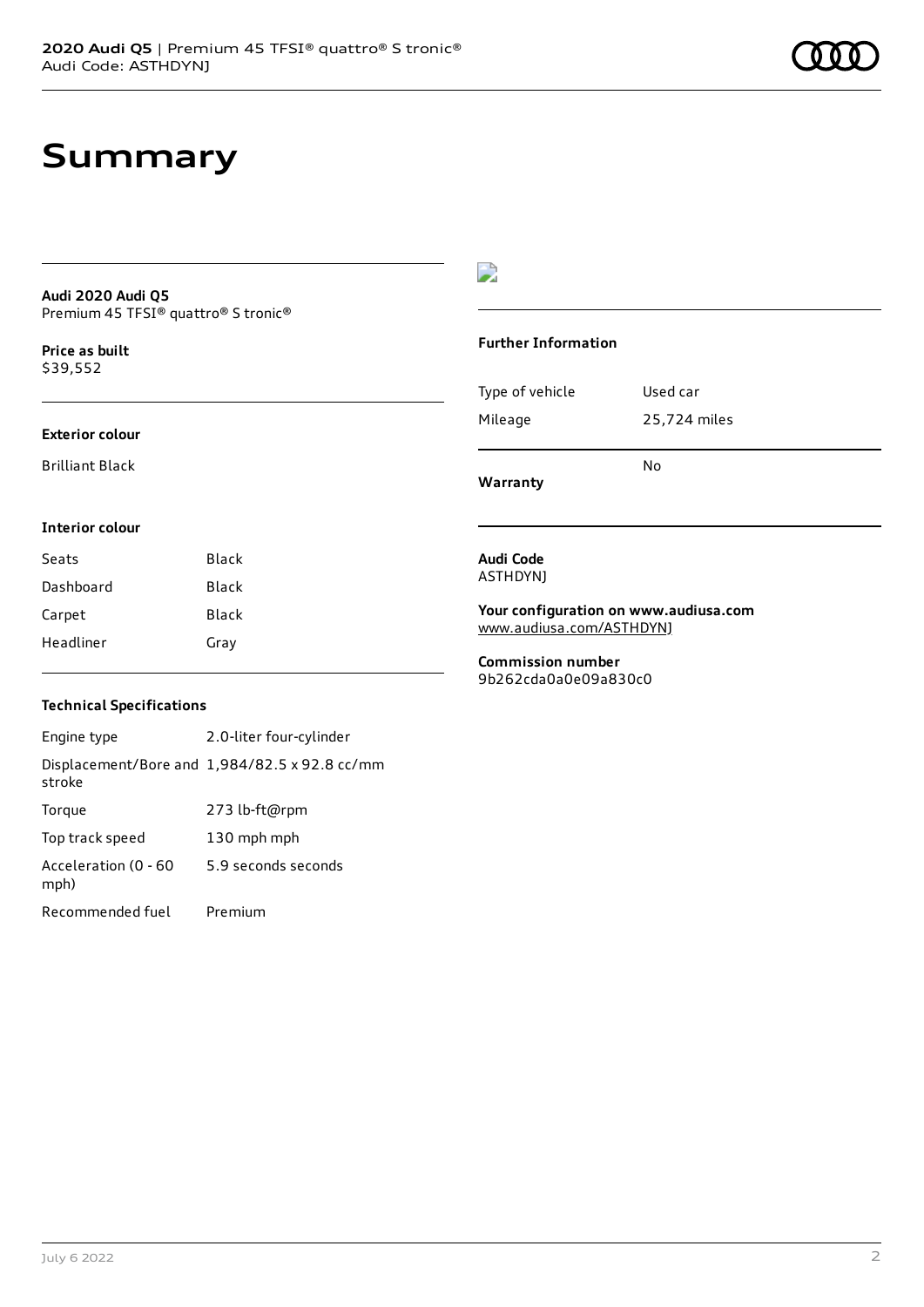# Summary

**Audi 2020 Audi Q5**
Premium 45 TFSI® quattro® S tronic®

**Price as built**
$39,552

**Exterior colour**

Brilliant Black

**Interior colour**

| Seats | Black |
| --- | --- |
| Dashboard | Black |
| Carpet | Black |
| Headliner | Gray |

**Technical Specifications**

| Engine type | 2.0-liter four-cylinder |
| --- | --- |
| Displacement/Bore and stroke | 1,984/82.5 x 92.8 cc/mm |
| Torque | 273 lb-ft@rpm |
| Top track speed | 130 mph mph |
| Acceleration (0 - 60 mph) | 5.9 seconds seconds |
| Recommended fuel | Premium |

**Further Information**

| Type of vehicle | Used car |
| --- | --- |
| Mileage | 25,724 miles |
| **Warranty** | No |

**Audi Code**
ASTHDYNJ

**Your configuration on www.audiusa.com**
www.audiusa.com/ASTHDYNJ

**Commission number**
9b262cda0a0e09a830c0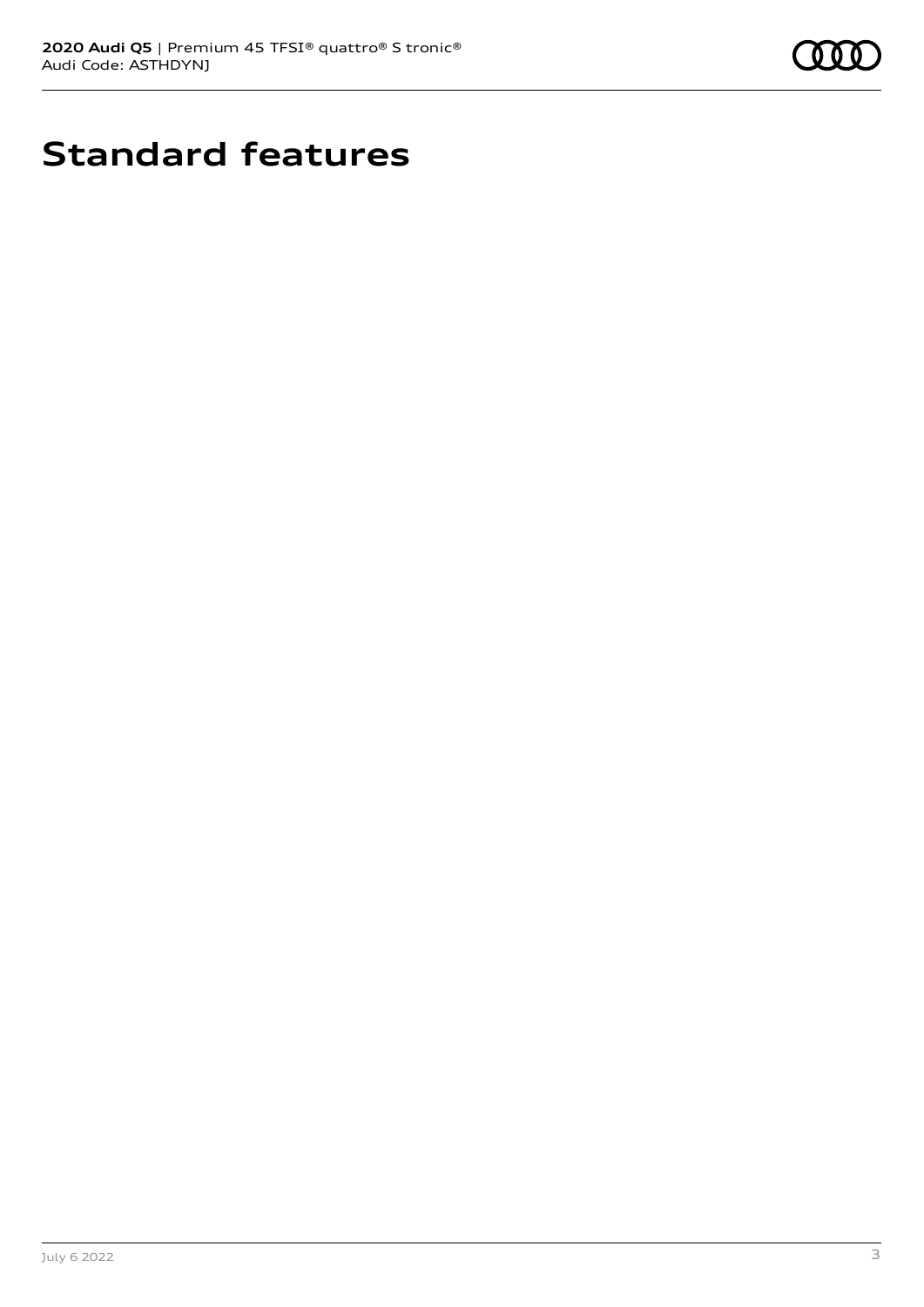# Standard features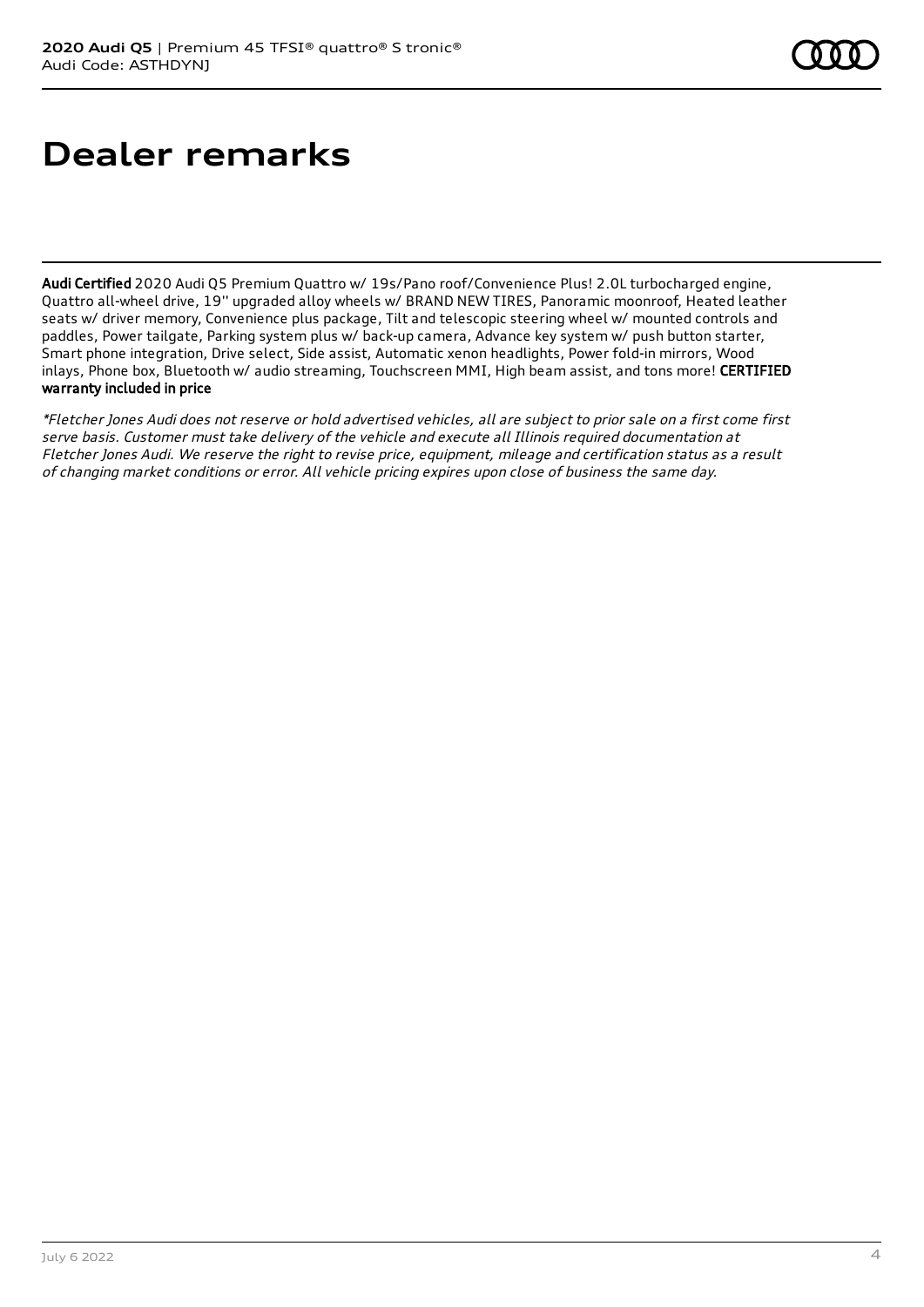# Dealer remarks

**Audi Certified** 2020 Audi Q5 Premium Quattro w/ 19s/Pano roof/Convenience Plus! 2.0L turbocharged engine, Quattro all-wheel drive, 19'' upgraded alloy wheels w/ BRAND NEW TIRES, Panoramic moonroof, Heated leather seats w/ driver memory, Convenience plus package, Tilt and telescopic steering wheel w/ mounted controls and paddles, Power tailgate, Parking system plus w/ back-up camera, Advance key system w/ push button starter, Smart phone integration, Drive select, Side assist, Automatic xenon headlights, Power fold-in mirrors, Wood inlays, Phone box, Bluetooth w/ audio streaming, Touchscreen MMI, High beam assist, and tons more! **CERTIFIED warranty included in price**

*\*Fletcher Jones Audi does not reserve or hold advertised vehicles, all are subject to prior sale on a first come first serve basis. Customer must take delivery of the vehicle and execute all Illinois required documentation at Fletcher Jones Audi. We reserve the right to revise price, equipment, mileage and certification status as a result of changing market conditions or error. All vehicle pricing expires upon close of business the same day.*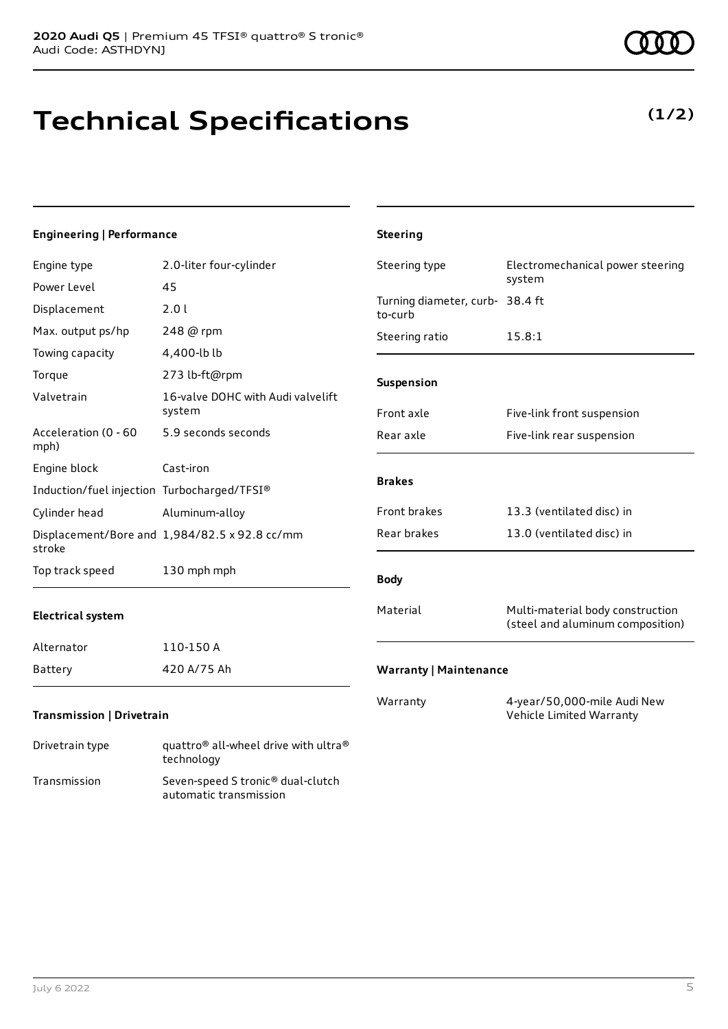**2020 Audi Q5** | Premium 45 TFSI® quattro® S tronic®
Audi Code: ASTHDYNJ

# Technical Specifications

**(1/2)**

### Engineering | Performance

| | |
|---|---|
| Engine type | 2.0-liter four-cylinder |
| Power Level | 45 |
| Displacement | 2.0 l |
| Max. output ps/hp | 248 @ rpm |
| Towing capacity | 4,400-lb lb |
| Torque | 273 lb-ft@rpm |
| Valvetrain | 16-valve DOHC with Audi valvelift system |
| Acceleration (0 - 60 mph) | 5.9 seconds seconds |
| Engine block | Cast-iron |
| Induction/fuel injection | Turbocharged/TFSI® |
| Cylinder head | Aluminum-alloy |
| Displacement/Bore and stroke | 1,984/82.5 x 92.8 cc/mm |
| Top track speed | 130 mph mph |

### Electrical system

| | |
|---|---|
| Alternator | 110-150 A |
| Battery | 420 A/75 Ah |

### Transmission | Drivetrain

| | |
|---|---|
| Drivetrain type | quattro® all-wheel drive with ultra® technology |
| Transmission | Seven-speed S tronic® dual-clutch automatic transmission |

### Steering

| | |
|---|---|
| Steering type | Electromechanical power steering system |
| Turning diameter, curb-to-curb | 38.4 ft |
| Steering ratio | 15.8:1 |

### Suspension

| | |
|---|---|
| Front axle | Five-link front suspension |
| Rear axle | Five-link rear suspension |

### Brakes

| | |
|---|---|
| Front brakes | 13.3 (ventilated disc) in |
| Rear brakes | 13.0 (ventilated disc) in |

### Body

| | |
|---|---|
| Material | Multi-material body construction (steel and aluminum composition) |

### Warranty | Maintenance

| | |
|---|---|
| Warranty | 4-year/50,000-mile Audi New Vehicle Limited Warranty |

July 6 2022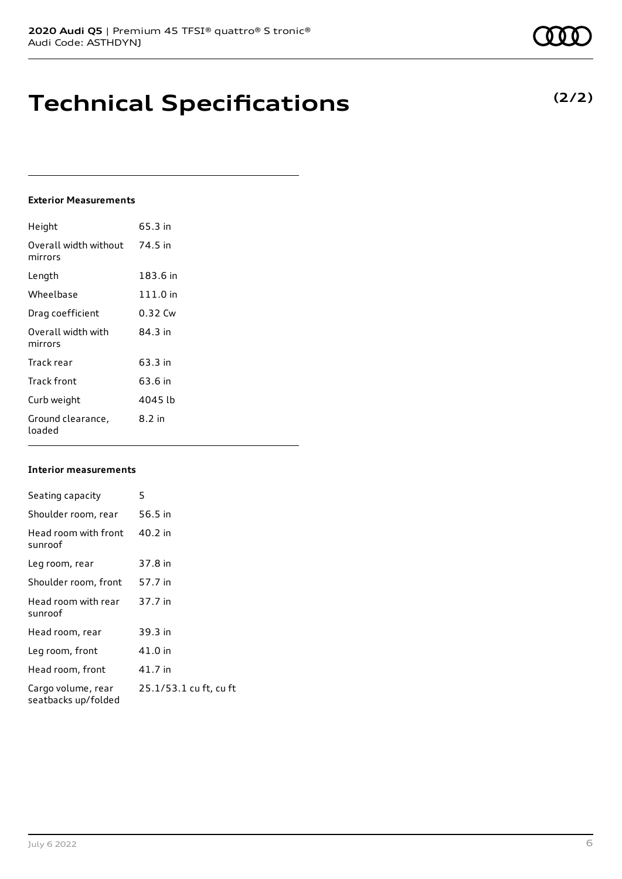# Technical Specifications

**(2/2)**

### Exterior Measurements

| | |
|---|---|
| Height | 65.3 in |
| Overall width without mirrors | 74.5 in |
| Length | 183.6 in |
| Wheelbase | 111.0 in |
| Drag coefficient | 0.32 Cw |
| Overall width with mirrors | 84.3 in |
| Track rear | 63.3 in |
| Track front | 63.6 in |
| Curb weight | 4045 lb |
| Ground clearance, loaded | 8.2 in |

### Interior measurements

| | |
|---|---|
| Seating capacity | 5 |
| Shoulder room, rear | 56.5 in |
| Head room with front sunroof | 40.2 in |
| Leg room, rear | 37.8 in |
| Shoulder room, front | 57.7 in |
| Head room with rear sunroof | 37.7 in |
| Head room, rear | 39.3 in |
| Leg room, front | 41.0 in |
| Head room, front | 41.7 in |
| Cargo volume, rear seatbacks up/folded | 25.1/53.1 cu ft, cu ft |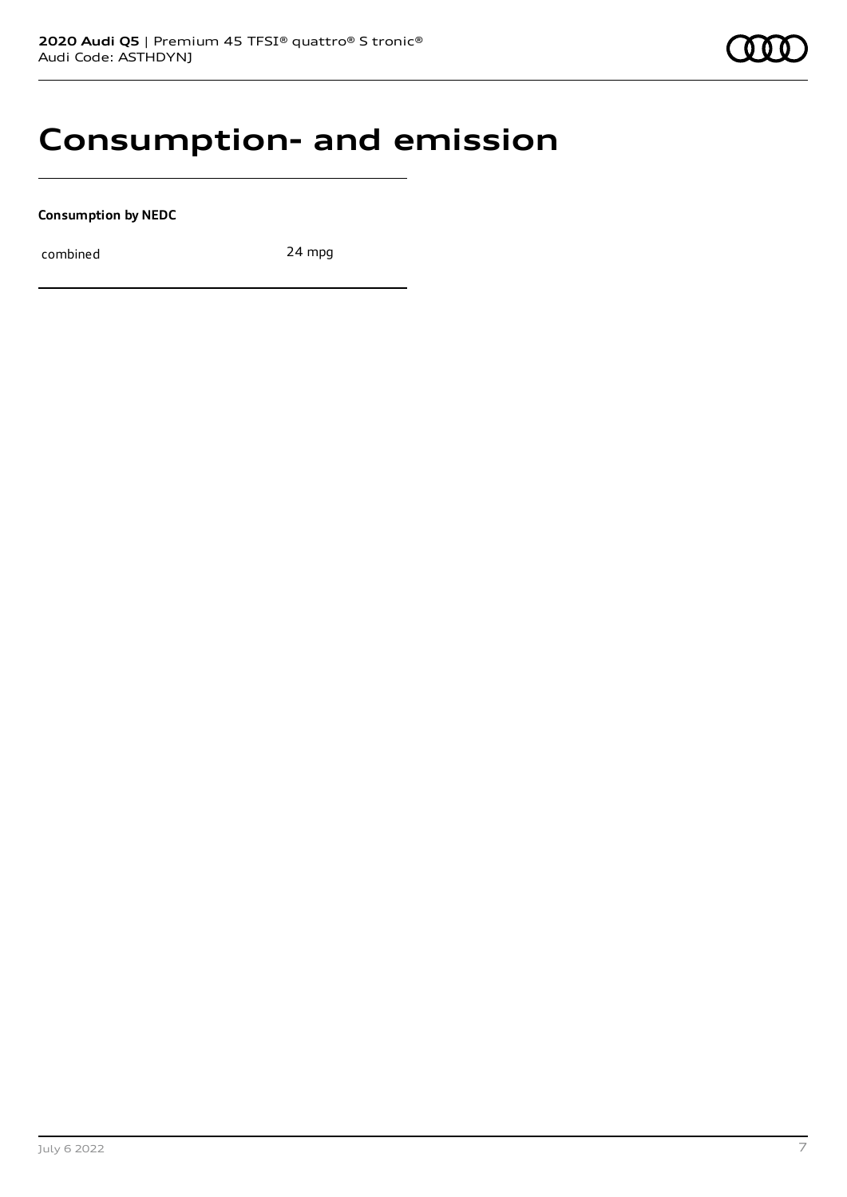# Consumption- and emission

**Consumption by NEDC**

| combined | 24 mpg |
|---|---|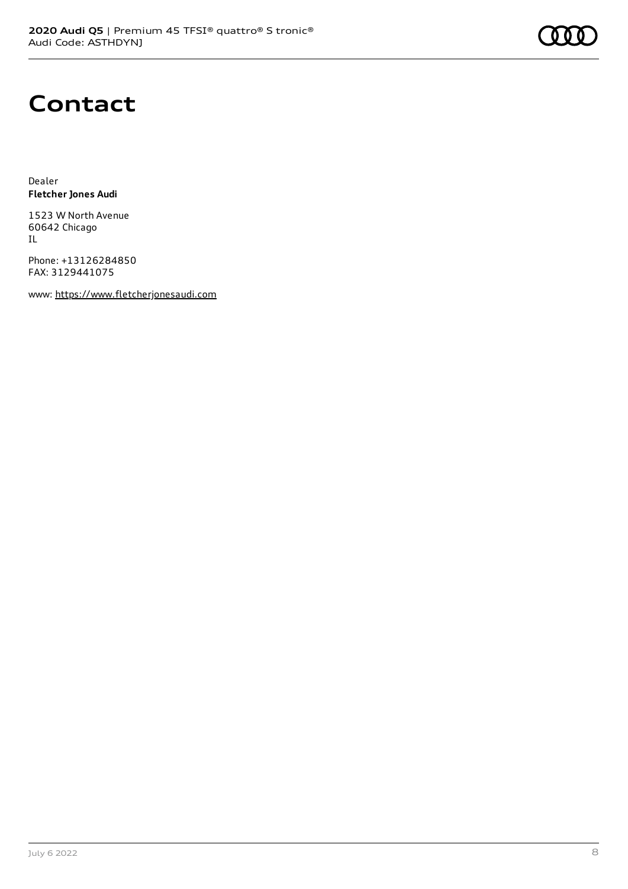# Contact

Dealer
**Fletcher Jones Audi**

1523 W North Avenue
60642 Chicago
IL

Phone: +13126284850
FAX: 3129441075

www: https://www.fletcherjonesaudi.com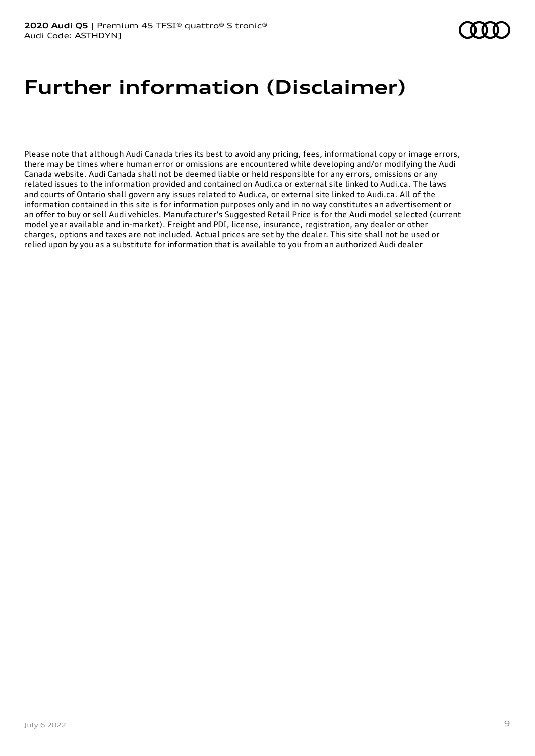# Further information (Disclaimer)

Please note that although Audi Canada tries its best to avoid any pricing, fees, informational copy or image errors, there may be times where human error or omissions are encountered while developing and/or modifying the Audi Canada website. Audi Canada shall not be deemed liable or held responsible for any errors, omissions or any related issues to the information provided and contained on Audi.ca or external site linked to Audi.ca. The laws and courts of Ontario shall govern any issues related to Audi.ca, or external site linked to Audi.ca. All of the information contained in this site is for information purposes only and in no way constitutes an advertisement or an offer to buy or sell Audi vehicles. Manufacturer's Suggested Retail Price is for the Audi model selected (current model year available and in-market). Freight and PDI, license, insurance, registration, any dealer or other charges, options and taxes are not included. Actual prices are set by the dealer. This site shall not be used or relied upon by you as a substitute for information that is available to you from an authorized Audi dealer